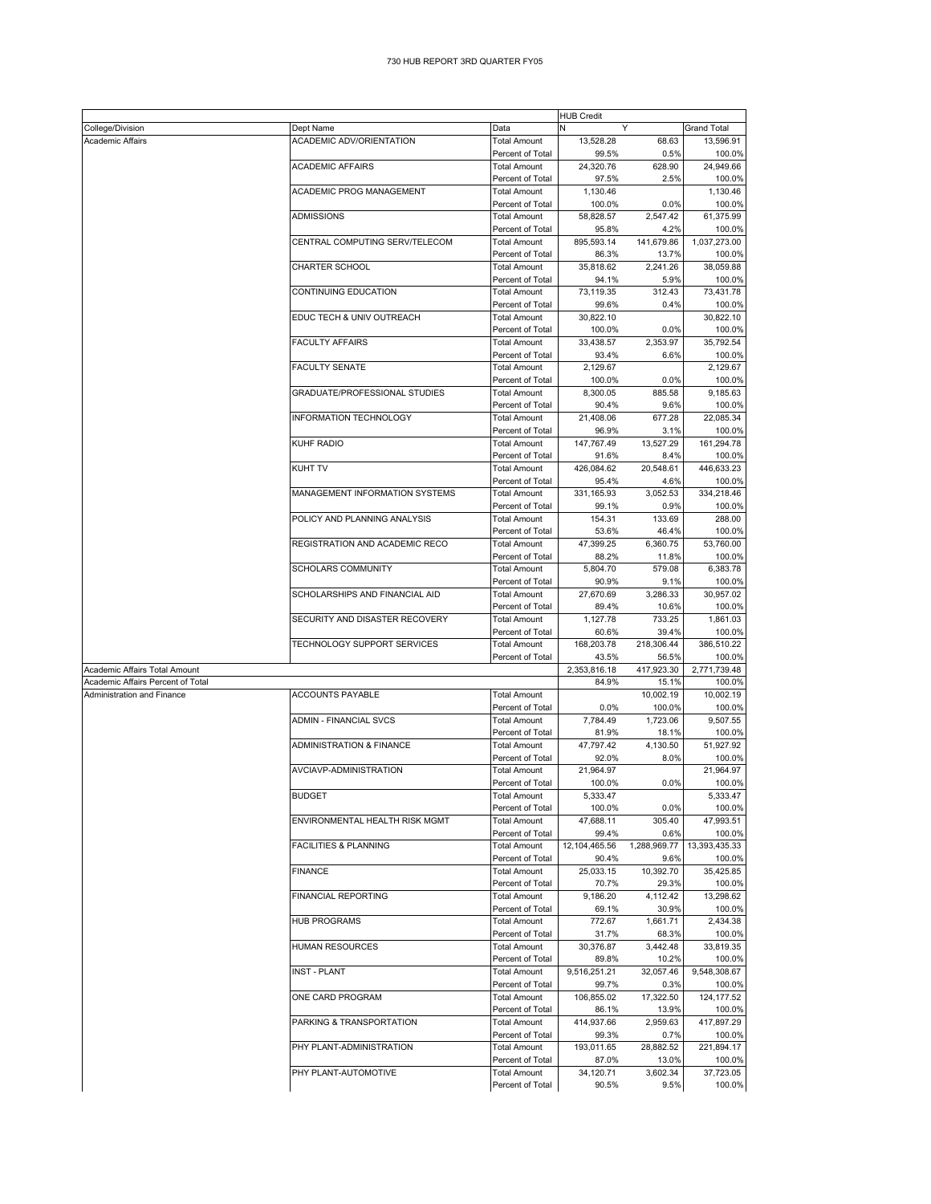# 730 HUB REPORT 3RD QUARTER FY05

| | | | HUB Credit | | |
|---|---|---|---|---|---|
| College/Division | Dept Name | Data | N | Y | Grand Total |
| Academic Affairs | ACADEMIC ADV/ORIENTATION | Total Amount | 13,528.28 | 68.63 | 13,596.91 |
| | | Percent of Total | 99.5% | 0.5% | 100.0% |
| | ACADEMIC AFFAIRS | Total Amount | 24,320.76 | 628.90 | 24,949.66 |
| | | Percent of Total | 97.5% | 2.5% | 100.0% |
| | ACADEMIC PROG MANAGEMENT | Total Amount | 1,130.46 | | 1,130.46 |
| | | Percent of Total | 100.0% | 0.0% | 100.0% |
| | ADMISSIONS | Total Amount | 58,828.57 | 2,547.42 | 61,375.99 |
| | | Percent of Total | 95.8% | 4.2% | 100.0% |
| | CENTRAL COMPUTING SERV/TELECOM | Total Amount | 895,593.14 | 141,679.86 | 1,037,273.00 |
| | | Percent of Total | 86.3% | 13.7% | 100.0% |
| | CHARTER SCHOOL | Total Amount | 35,818.62 | 2,241.26 | 38,059.88 |
| | | Percent of Total | 94.1% | 5.9% | 100.0% |
| | CONTINUING EDUCATION | Total Amount | 73,119.35 | 312.43 | 73,431.78 |
| | | Percent of Total | 99.6% | 0.4% | 100.0% |
| | EDUC TECH & UNIV OUTREACH | Total Amount | 30,822.10 | | 30,822.10 |
| | | Percent of Total | 100.0% | 0.0% | 100.0% |
| | FACULTY AFFAIRS | Total Amount | 33,438.57 | 2,353.97 | 35,792.54 |
| | | Percent of Total | 93.4% | 6.6% | 100.0% |
| | FACULTY SENATE | Total Amount | 2,129.67 | | 2,129.67 |
| | | Percent of Total | 100.0% | 0.0% | 100.0% |
| | GRADUATE/PROFESSIONAL STUDIES | Total Amount | 8,300.05 | 885.58 | 9,185.63 |
| | | Percent of Total | 90.4% | 9.6% | 100.0% |
| | INFORMATION TECHNOLOGY | Total Amount | 21,408.06 | 677.28 | 22,085.34 |
| | | Percent of Total | 96.9% | 3.1% | 100.0% |
| | KUHF RADIO | Total Amount | 147,767.49 | 13,527.29 | 161,294.78 |
| | | Percent of Total | 91.6% | 8.4% | 100.0% |
| | KUHT TV | Total Amount | 426,084.62 | 20,548.61 | 446,633.23 |
| | | Percent of Total | 95.4% | 4.6% | 100.0% |
| | MANAGEMENT INFORMATION SYSTEMS | Total Amount | 331,165.93 | 3,052.53 | 334,218.46 |
| | | Percent of Total | 99.1% | 0.9% | 100.0% |
| | POLICY AND PLANNING ANALYSIS | Total Amount | 154.31 | 133.69 | 288.00 |
| | | Percent of Total | 53.6% | 46.4% | 100.0% |
| | REGISTRATION AND ACADEMIC RECO | Total Amount | 47,399.25 | 6,360.75 | 53,760.00 |
| | | Percent of Total | 88.2% | 11.8% | 100.0% |
| | SCHOLARS COMMUNITY | Total Amount | 5,804.70 | 579.08 | 6,383.78 |
| | | Percent of Total | 90.9% | 9.1% | 100.0% |
| | SCHOLARSHIPS AND FINANCIAL AID | Total Amount | 27,670.69 | 3,286.33 | 30,957.02 |
| | | Percent of Total | 89.4% | 10.6% | 100.0% |
| | SECURITY AND DISASTER RECOVERY | Total Amount | 1,127.78 | 733.25 | 1,861.03 |
| | | Percent of Total | 60.6% | 39.4% | 100.0% |
| | TECHNOLOGY SUPPORT SERVICES | Total Amount | 168,203.78 | 218,306.44 | 386,510.22 |
| | | Percent of Total | 43.5% | 56.5% | 100.0% |
| Academic Affairs Total Amount | | | 2,353,816.18 | 417,923.30 | 2,771,739.48 |
| Academic Affairs Percent of Total | | | 84.9% | 15.1% | 100.0% |
| Administration and Finance | ACCOUNTS PAYABLE | Total Amount | | 10,002.19 | 10,002.19 |
| | | Percent of Total | 0.0% | 100.0% | 100.0% |
| | ADMIN - FINANCIAL SVCS | Total Amount | 7,784.49 | 1,723.06 | 9,507.55 |
| | | Percent of Total | 81.9% | 18.1% | 100.0% |
| | ADMINISTRATION & FINANCE | Total Amount | 47,797.42 | 4,130.50 | 51,927.92 |
| | | Percent of Total | 92.0% | 8.0% | 100.0% |
| | AVCIAVP-ADMINISTRATION | Total Amount | 21,964.97 | | 21,964.97 |
| | | Percent of Total | 100.0% | 0.0% | 100.0% |
| | BUDGET | Total Amount | 5,333.47 | | 5,333.47 |
| | | Percent of Total | 100.0% | 0.0% | 100.0% |
| | ENVIRONMENTAL HEALTH RISK MGMT | Total Amount | 47,688.11 | 305.40 | 47,993.51 |
| | | Percent of Total | 99.4% | 0.6% | 100.0% |
| | FACILITIES & PLANNING | Total Amount | 12,104,465.56 | 1,288,969.77 | 13,393,435.33 |
| | | Percent of Total | 90.4% | 9.6% | 100.0% |
| | FINANCE | Total Amount | 25,033.15 | 10,392.70 | 35,425.85 |
| | | Percent of Total | 70.7% | 29.3% | 100.0% |
| | FINANCIAL REPORTING | Total Amount | 9,186.20 | 4,112.42 | 13,298.62 |
| | | Percent of Total | 69.1% | 30.9% | 100.0% |
| | HUB PROGRAMS | Total Amount | 772.67 | 1,661.71 | 2,434.38 |
| | | Percent of Total | 31.7% | 68.3% | 100.0% |
| | HUMAN RESOURCES | Total Amount | 30,376.87 | 3,442.48 | 33,819.35 |
| | | Percent of Total | 89.8% | 10.2% | 100.0% |
| | INST - PLANT | Total Amount | 9,516,251.21 | 32,057.46 | 9,548,308.67 |
| | | Percent of Total | 99.7% | 0.3% | 100.0% |
| | ONE CARD PROGRAM | Total Amount | 106,855.02 | 17,322.50 | 124,177.52 |
| | | Percent of Total | 86.1% | 13.9% | 100.0% |
| | PARKING & TRANSPORTATION | Total Amount | 414,937.66 | 2,959.63 | 417,897.29 |
| | | Percent of Total | 99.3% | 0.7% | 100.0% |
| | PHY PLANT-ADMINISTRATION | Total Amount | 193,011.65 | 28,882.52 | 221,894.17 |
| | | Percent of Total | 87.0% | 13.0% | 100.0% |
| | PHY PLANT-AUTOMOTIVE | Total Amount | 34,120.71 | 3,602.34 | 37,723.05 |
| | | Percent of Total | 90.5% | 9.5% | 100.0% |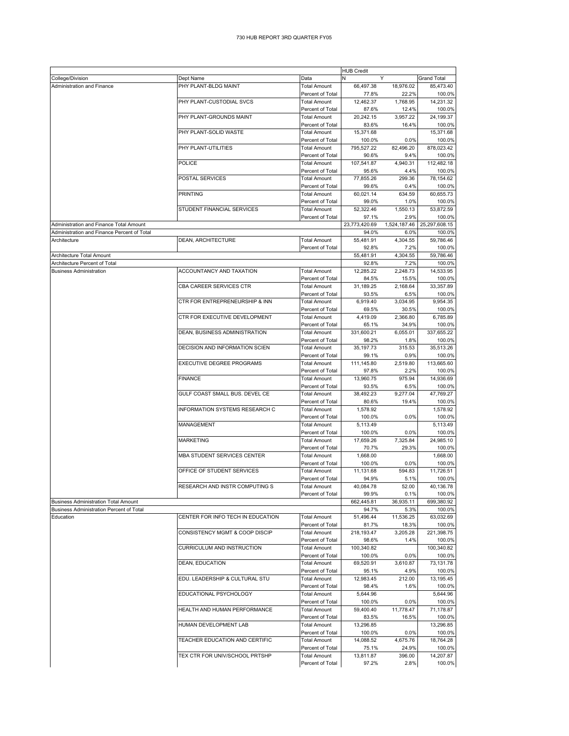730 HUB REPORT 3RD QUARTER FY05

| College/Division | Dept Name | Data | HUB Credit N | Y | Grand Total |
|---|---|---|---|---|---|
| Administration and Finance | PHY PLANT-BLDG MAINT | Total Amount | 66,497.38 | 18,976.02 | 85,473.40 |
| | | Percent of Total | 77.8% | 22.2% | 100.0% |
| | PHY PLANT-CUSTODIAL SVCS | Total Amount | 12,462.37 | 1,768.95 | 14,231.32 |
| | | Percent of Total | 87.6% | 12.4% | 100.0% |
| | PHY PLANT-GROUNDS MAINT | Total Amount | 20,242.15 | 3,957.22 | 24,199.37 |
| | | Percent of Total | 83.6% | 16.4% | 100.0% |
| | PHY PLANT-SOLID WASTE | Total Amount | 15,371.68 | | 15,371.68 |
| | | Percent of Total | 100.0% | 0.0% | 100.0% |
| | PHY PLANT-UTILITIES | Total Amount | 795,527.22 | 82,496.20 | 878,023.42 |
| | | Percent of Total | 90.6% | 9.4% | 100.0% |
| | POLICE | Total Amount | 107,541.87 | 4,940.31 | 112,482.18 |
| | | Percent of Total | 95.6% | 4.4% | 100.0% |
| | POSTAL SERVICES | Total Amount | 77,855.26 | 299.36 | 78,154.62 |
| | | Percent of Total | 99.6% | 0.4% | 100.0% |
| | PRINTING | Total Amount | 60,021.14 | 634.59 | 60,655.73 |
| | | Percent of Total | 99.0% | 1.0% | 100.0% |
| | STUDENT FINANCIAL SERVICES | Total Amount | 52,322.46 | 1,550.13 | 53,872.59 |
| | | Percent of Total | 97.1% | 2.9% | 100.0% |
| Administration and Finance Total Amount | | | 23,773,420.69 | 1,524,187.46 | 25,297,608.15 |
| Administration and Finance Percent of Total | | | 94.0% | 6.0% | 100.0% |
| Architecture | DEAN, ARCHITECTURE | Total Amount | 55,481.91 | 4,304.55 | 59,786.46 |
| | | Percent of Total | 92.8% | 7.2% | 100.0% |
| Architecture Total Amount | | | 55,481.91 | 4,304.55 | 59,786.46 |
| Architecture Percent of Total | | | 92.8% | 7.2% | 100.0% |
| Business Administration | ACCOUNTANCY AND TAXATION | Total Amount | 12,285.22 | 2,248.73 | 14,533.95 |
| | | Percent of Total | 84.5% | 15.5% | 100.0% |
| | CBA CAREER SERVICES CTR | Total Amount | 31,189.25 | 2,168.64 | 33,357.89 |
| | | Percent of Total | 93.5% | 6.5% | 100.0% |
| | CTR FOR ENTREPRENEURSHIP & INN | Total Amount | 6,919.40 | 3,034.95 | 9,954.35 |
| | | Percent of Total | 69.5% | 30.5% | 100.0% |
| | CTR FOR EXECUTIVE DEVELOPMENT | Total Amount | 4,419.09 | 2,366.80 | 6,785.89 |
| | | Percent of Total | 65.1% | 34.9% | 100.0% |
| | DEAN, BUSINESS ADMINISTRATION | Total Amount | 331,600.21 | 6,055.01 | 337,655.22 |
| | | Percent of Total | 98.2% | 1.8% | 100.0% |
| | DECISION AND INFORMATION SCIEN | Total Amount | 35,197.73 | 315.53 | 35,513.26 |
| | | Percent of Total | 99.1% | 0.9% | 100.0% |
| | EXECUTIVE DEGREE PROGRAMS | Total Amount | 111,145.80 | 2,519.80 | 113,665.60 |
| | | Percent of Total | 97.8% | 2.2% | 100.0% |
| | FINANCE | Total Amount | 13,960.75 | 975.94 | 14,936.69 |
| | | Percent of Total | 93.5% | 6.5% | 100.0% |
| | GULF COAST SMALL BUS. DEVEL CE | Total Amount | 38,492.23 | 9,277.04 | 47,769.27 |
| | | Percent of Total | 80.6% | 19.4% | 100.0% |
| | INFORMATION SYSTEMS RESEARCH C | Total Amount | 1,578.92 | | 1,578.92 |
| | | Percent of Total | 100.0% | 0.0% | 100.0% |
| | MANAGEMENT | Total Amount | 5,113.49 | | 5,113.49 |
| | | Percent of Total | 100.0% | 0.0% | 100.0% |
| | MARKETING | Total Amount | 17,659.26 | 7,325.84 | 24,985.10 |
| | | Percent of Total | 70.7% | 29.3% | 100.0% |
| | MBA STUDENT SERVICES CENTER | Total Amount | 1,668.00 | | 1,668.00 |
| | | Percent of Total | 100.0% | 0.0% | 100.0% |
| | OFFICE OF STUDENT SERVICES | Total Amount | 11,131.68 | 594.83 | 11,726.51 |
| | | Percent of Total | 94.9% | 5.1% | 100.0% |
| | RESEARCH AND INSTR COMPUTING S | Total Amount | 40,084.78 | 52.00 | 40,136.78 |
| | | Percent of Total | 99.9% | 0.1% | 100.0% |
| Business Administration Total Amount | | | 662,445.81 | 36,935.11 | 699,380.92 |
| Business Administration Percent of Total | | | 94.7% | 5.3% | 100.0% |
| Education | CENTER FOR INFO TECH IN EDUCATION | Total Amount | 51,496.44 | 11,536.25 | 63,032.69 |
| | | Percent of Total | 81.7% | 18.3% | 100.0% |
| | CONSISTENCY MGMT & COOP DISCIP | Total Amount | 218,193.47 | 3,205.28 | 221,398.75 |
| | | Percent of Total | 98.6% | 1.4% | 100.0% |
| | CURRICULUM AND INSTRUCTION | Total Amount | 100,340.82 | | 100,340.82 |
| | | Percent of Total | 100.0% | 0.0% | 100.0% |
| | DEAN, EDUCATION | Total Amount | 69,520.91 | 3,610.87 | 73,131.78 |
| | | Percent of Total | 95.1% | 4.9% | 100.0% |
| | EDU. LEADERSHIP & CULTURAL STU | Total Amount | 12,983.45 | 212.00 | 13,195.45 |
| | | Percent of Total | 98.4% | 1.6% | 100.0% |
| | EDUCATIONAL PSYCHOLOGY | Total Amount | 5,644.96 | | 5,644.96 |
| | | Percent of Total | 100.0% | 0.0% | 100.0% |
| | HEALTH AND HUMAN PERFORMANCE | Total Amount | 59,400.40 | 11,778.47 | 71,178.87 |
| | | Percent of Total | 83.5% | 16.5% | 100.0% |
| | HUMAN DEVELOPMENT LAB | Total Amount | 13,296.85 | | 13,296.85 |
| | | Percent of Total | 100.0% | 0.0% | 100.0% |
| | TEACHER EDUCATION AND CERTIFIC | Total Amount | 14,088.52 | 4,675.76 | 18,764.28 |
| | | Percent of Total | 75.1% | 24.9% | 100.0% |
| | TEX CTR FOR UNIV/SCHOOL PRTSHP | Total Amount | 13,811.87 | 396.00 | 14,207.87 |
| | | Percent of Total | 97.2% | 2.8% | 100.0% |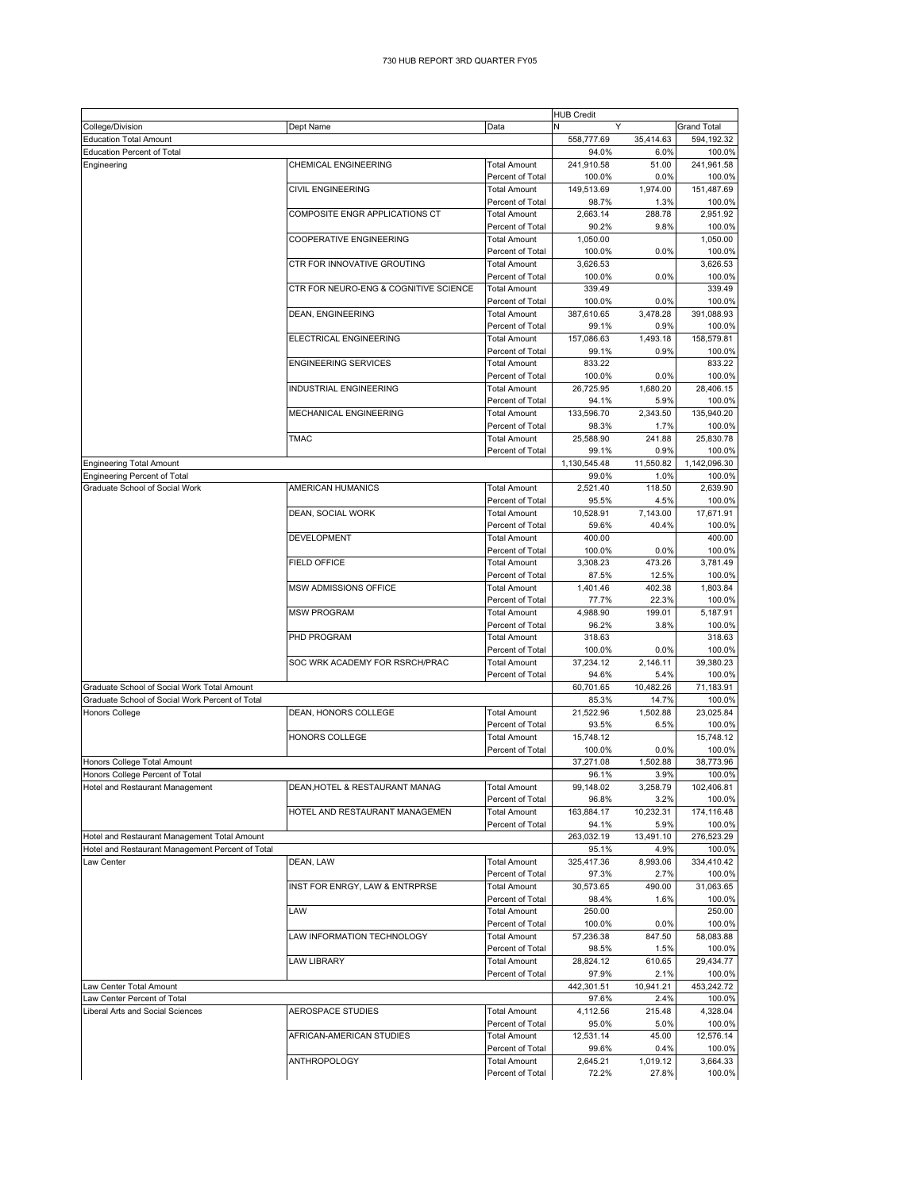# 730 HUB REPORT 3RD QUARTER FY05

| | | | HUB Credit | | |
|---|---|---|---|---|---|
| College/Division | Dept Name | Data | N | Y | Grand Total |
| Education Total Amount | | | 558,777.69 | 35,414.63 | 594,192.32 |
| Education Percent of Total | | | 94.0% | 6.0% | 100.0% |
| Engineering | CHEMICAL ENGINEERING | Total Amount | 241,910.58 | 51.00 | 241,961.58 |
| | | Percent of Total | 100.0% | 0.0% | 100.0% |
| | CIVIL ENGINEERING | Total Amount | 149,513.69 | 1,974.00 | 151,487.69 |
| | | Percent of Total | 98.7% | 1.3% | 100.0% |
| | COMPOSITE ENGR APPLICATIONS CT | Total Amount | 2,663.14 | 288.78 | 2,951.92 |
| | | Percent of Total | 90.2% | 9.8% | 100.0% |
| | COOPERATIVE ENGINEERING | Total Amount | 1,050.00 | | 1,050.00 |
| | | Percent of Total | 100.0% | 0.0% | 100.0% |
| | CTR FOR INNOVATIVE GROUTING | Total Amount | 3,626.53 | | 3,626.53 |
| | | Percent of Total | 100.0% | 0.0% | 100.0% |
| | CTR FOR NEURO-ENG & COGNITIVE SCIENCE | Total Amount | 339.49 | | 339.49 |
| | | Percent of Total | 100.0% | 0.0% | 100.0% |
| | DEAN, ENGINEERING | Total Amount | 387,610.65 | 3,478.28 | 391,088.93 |
| | | Percent of Total | 99.1% | 0.9% | 100.0% |
| | ELECTRICAL ENGINEERING | Total Amount | 157,086.63 | 1,493.18 | 158,579.81 |
| | | Percent of Total | 99.1% | 0.9% | 100.0% |
| | ENGINEERING SERVICES | Total Amount | 833.22 | | 833.22 |
| | | Percent of Total | 100.0% | 0.0% | 100.0% |
| | INDUSTRIAL ENGINEERING | Total Amount | 26,725.95 | 1,680.20 | 28,406.15 |
| | | Percent of Total | 94.1% | 5.9% | 100.0% |
| | MECHANICAL ENGINEERING | Total Amount | 133,596.70 | 2,343.50 | 135,940.20 |
| | | Percent of Total | 98.3% | 1.7% | 100.0% |
| | TMAC | Total Amount | 25,588.90 | 241.88 | 25,830.78 |
| | | Percent of Total | 99.1% | 0.9% | 100.0% |
| Engineering Total Amount | | | 1,130,545.48 | 11,550.82 | 1,142,096.30 |
| Engineering Percent of Total | | | 99.0% | 1.0% | 100.0% |
| Graduate School of Social Work | AMERICAN HUMANICS | Total Amount | 2,521.40 | 118.50 | 2,639.90 |
| | | Percent of Total | 95.5% | 4.5% | 100.0% |
| | DEAN, SOCIAL WORK | Total Amount | 10,528.91 | 7,143.00 | 17,671.91 |
| | | Percent of Total | 59.6% | 40.4% | 100.0% |
| | DEVELOPMENT | Total Amount | 400.00 | | 400.00 |
| | | Percent of Total | 100.0% | 0.0% | 100.0% |
| | FIELD OFFICE | Total Amount | 3,308.23 | 473.26 | 3,781.49 |
| | | Percent of Total | 87.5% | 12.5% | 100.0% |
| | MSW ADMISSIONS OFFICE | Total Amount | 1,401.46 | 402.38 | 1,803.84 |
| | | Percent of Total | 77.7% | 22.3% | 100.0% |
| | MSW PROGRAM | Total Amount | 4,988.90 | 199.01 | 5,187.91 |
| | | Percent of Total | 96.2% | 3.8% | 100.0% |
| | PHD PROGRAM | Total Amount | 318.63 | | 318.63 |
| | | Percent of Total | 100.0% | 0.0% | 100.0% |
| | SOC WRK ACADEMY FOR RSRCH/PRAC | Total Amount | 37,234.12 | 2,146.11 | 39,380.23 |
| | | Percent of Total | 94.6% | 5.4% | 100.0% |
| Graduate School of Social Work Total Amount | | | 60,701.65 | 10,482.26 | 71,183.91 |
| Graduate School of Social Work Percent of Total | | | 85.3% | 14.7% | 100.0% |
| Honors College | DEAN, HONORS COLLEGE | Total Amount | 21,522.96 | 1,502.88 | 23,025.84 |
| | | Percent of Total | 93.5% | 6.5% | 100.0% |
| | HONORS COLLEGE | Total Amount | 15,748.12 | | 15,748.12 |
| | | Percent of Total | 100.0% | 0.0% | 100.0% |
| Honors College Total Amount | | | 37,271.08 | 1,502.88 | 38,773.96 |
| Honors College Percent of Total | | | 96.1% | 3.9% | 100.0% |
| Hotel and Restaurant Management | DEAN,HOTEL & RESTAURANT MANAG | Total Amount | 99,148.02 | 3,258.79 | 102,406.81 |
| | | Percent of Total | 96.8% | 3.2% | 100.0% |
| | HOTEL AND RESTAURANT MANAGEMEN | Total Amount | 163,884.17 | 10,232.31 | 174,116.48 |
| | | Percent of Total | 94.1% | 5.9% | 100.0% |
| Hotel and Restaurant Management Total Amount | | | 263,032.19 | 13,491.10 | 276,523.29 |
| Hotel and Restaurant Management Percent of Total | | | 95.1% | 4.9% | 100.0% |
| Law Center | DEAN, LAW | Total Amount | 325,417.36 | 8,993.06 | 334,410.42 |
| | | Percent of Total | 97.3% | 2.7% | 100.0% |
| | INST FOR ENRGY, LAW & ENTRPRSE | Total Amount | 30,573.65 | 490.00 | 31,063.65 |
| | | Percent of Total | 98.4% | 1.6% | 100.0% |
| | LAW | Total Amount | 250.00 | | 250.00 |
| | | Percent of Total | 100.0% | 0.0% | 100.0% |
| | LAW INFORMATION TECHNOLOGY | Total Amount | 57,236.38 | 847.50 | 58,083.88 |
| | | Percent of Total | 98.5% | 1.5% | 100.0% |
| | LAW LIBRARY | Total Amount | 28,824.12 | 610.65 | 29,434.77 |
| | | Percent of Total | 97.9% | 2.1% | 100.0% |
| Law Center Total Amount | | | 442,301.51 | 10,941.21 | 453,242.72 |
| Law Center Percent of Total | | | 97.6% | 2.4% | 100.0% |
| Liberal Arts and Social Sciences | AEROSPACE STUDIES | Total Amount | 4,112.56 | 215.48 | 4,328.04 |
| | | Percent of Total | 95.0% | 5.0% | 100.0% |
| | AFRICAN-AMERICAN STUDIES | Total Amount | 12,531.14 | 45.00 | 12,576.14 |
| | | Percent of Total | 99.6% | 0.4% | 100.0% |
| | ANTHROPOLOGY | Total Amount | 2,645.21 | 1,019.12 | 3,664.33 |
| | | Percent of Total | 72.2% | 27.8% | 100.0% |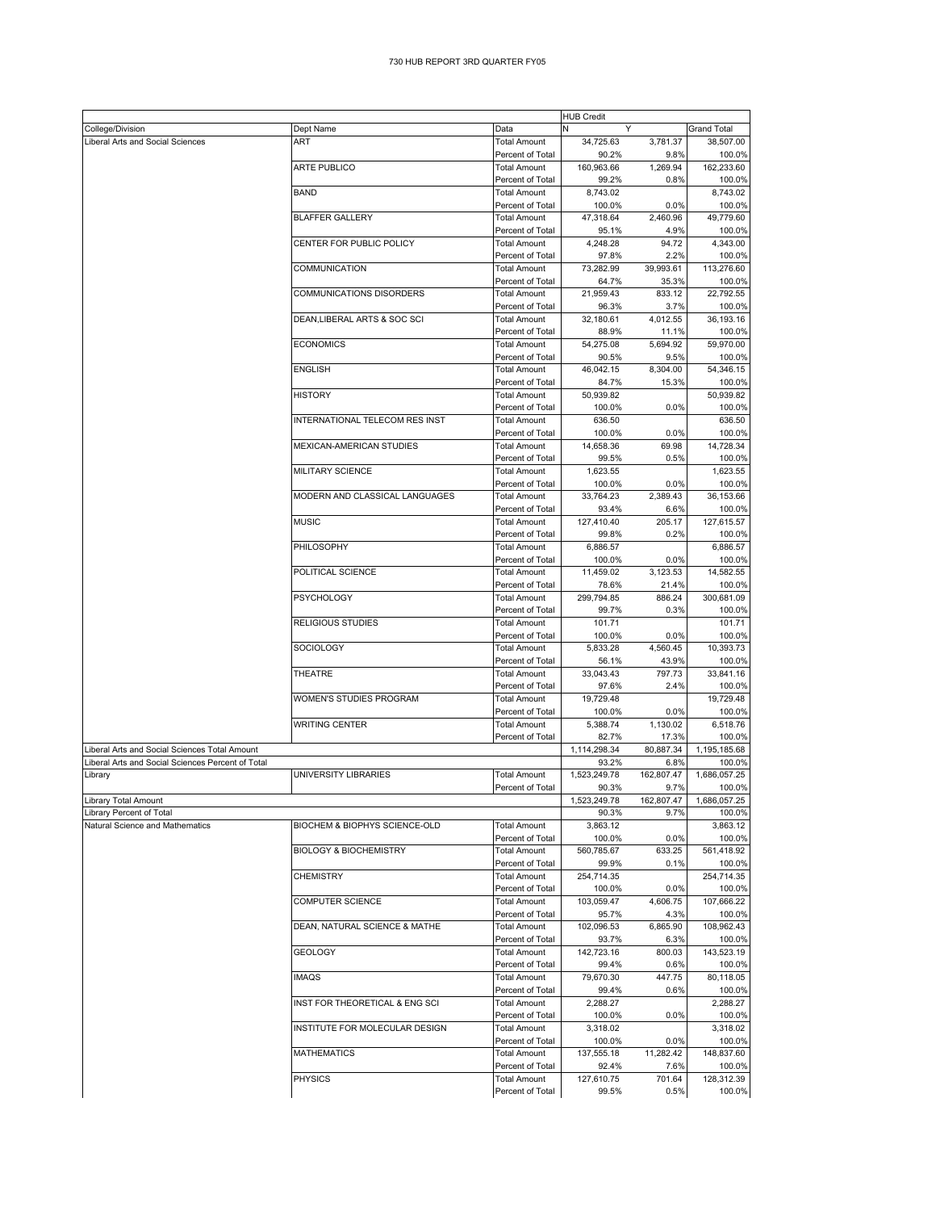# 730 HUB REPORT 3RD QUARTER FY05

| | | | HUB Credit | | |
|---|---|---|---|---|---|
| College/Division | Dept Name | Data | N | Y | Grand Total |
| Liberal Arts and Social Sciences | ART | Total Amount | 34,725.63 | 3,781.37 | 38,507.00 |
| | | Percent of Total | 90.2% | 9.8% | 100.0% |
| | ARTE PUBLICO | Total Amount | 160,963.66 | 1,269.94 | 162,233.60 |
| | | Percent of Total | 99.2% | 0.8% | 100.0% |
| | BAND | Total Amount | 8,743.02 | | 8,743.02 |
| | | Percent of Total | 100.0% | 0.0% | 100.0% |
| | BLAFFER GALLERY | Total Amount | 47,318.64 | 2,460.96 | 49,779.60 |
| | | Percent of Total | 95.1% | 4.9% | 100.0% |
| | CENTER FOR PUBLIC POLICY | Total Amount | 4,248.28 | 94.72 | 4,343.00 |
| | | Percent of Total | 97.8% | 2.2% | 100.0% |
| | COMMUNICATION | Total Amount | 73,282.99 | 39,993.61 | 113,276.60 |
| | | Percent of Total | 64.7% | 35.3% | 100.0% |
| | COMMUNICATIONS DISORDERS | Total Amount | 21,959.43 | 833.12 | 22,792.55 |
| | | Percent of Total | 96.3% | 3.7% | 100.0% |
| | DEAN,LIBERAL ARTS & SOC SCI | Total Amount | 32,180.61 | 4,012.55 | 36,193.16 |
| | | Percent of Total | 88.9% | 11.1% | 100.0% |
| | ECONOMICS | Total Amount | 54,275.08 | 5,694.92 | 59,970.00 |
| | | Percent of Total | 90.5% | 9.5% | 100.0% |
| | ENGLISH | Total Amount | 46,042.15 | 8,304.00 | 54,346.15 |
| | | Percent of Total | 84.7% | 15.3% | 100.0% |
| | HISTORY | Total Amount | 50,939.82 | | 50,939.82 |
| | | Percent of Total | 100.0% | 0.0% | 100.0% |
| | INTERNATIONAL TELECOM RES INST | Total Amount | 636.50 | | 636.50 |
| | | Percent of Total | 100.0% | 0.0% | 100.0% |
| | MEXICAN-AMERICAN STUDIES | Total Amount | 14,658.36 | 69.98 | 14,728.34 |
| | | Percent of Total | 99.5% | 0.5% | 100.0% |
| | MILITARY SCIENCE | Total Amount | 1,623.55 | | 1,623.55 |
| | | Percent of Total | 100.0% | 0.0% | 100.0% |
| | MODERN AND CLASSICAL LANGUAGES | Total Amount | 33,764.23 | 2,389.43 | 36,153.66 |
| | | Percent of Total | 93.4% | 6.6% | 100.0% |
| | MUSIC | Total Amount | 127,410.40 | 205.17 | 127,615.57 |
| | | Percent of Total | 99.8% | 0.2% | 100.0% |
| | PHILOSOPHY | Total Amount | 6,886.57 | | 6,886.57 |
| | | Percent of Total | 100.0% | 0.0% | 100.0% |
| | POLITICAL SCIENCE | Total Amount | 11,459.02 | 3,123.53 | 14,582.55 |
| | | Percent of Total | 78.6% | 21.4% | 100.0% |
| | PSYCHOLOGY | Total Amount | 299,794.85 | 886.24 | 300,681.09 |
| | | Percent of Total | 99.7% | 0.3% | 100.0% |
| | RELIGIOUS STUDIES | Total Amount | 101.71 | | 101.71 |
| | | Percent of Total | 100.0% | 0.0% | 100.0% |
| | SOCIOLOGY | Total Amount | 5,833.28 | 4,560.45 | 10,393.73 |
| | | Percent of Total | 56.1% | 43.9% | 100.0% |
| | THEATRE | Total Amount | 33,043.43 | 797.73 | 33,841.16 |
| | | Percent of Total | 97.6% | 2.4% | 100.0% |
| | WOMEN'S STUDIES PROGRAM | Total Amount | 19,729.48 | | 19,729.48 |
| | | Percent of Total | 100.0% | 0.0% | 100.0% |
| | WRITING CENTER | Total Amount | 5,388.74 | 1,130.02 | 6,518.76 |
| | | Percent of Total | 82.7% | 17.3% | 100.0% |
| Liberal Arts and Social Sciences Total Amount | | | 1,114,298.34 | 80,887.34 | 1,195,185.68 |
| Liberal Arts and Social Sciences Percent of Total | | | 93.2% | 6.8% | 100.0% |
| Library | UNIVERSITY LIBRARIES | Total Amount | 1,523,249.78 | 162,807.47 | 1,686,057.25 |
| | | Percent of Total | 90.3% | 9.7% | 100.0% |
| Library Total Amount | | | 1,523,249.78 | 162,807.47 | 1,686,057.25 |
| Library Percent of Total | | | 90.3% | 9.7% | 100.0% |
| Natural Science and Mathematics | BIOCHEM & BIOPHYS SCIENCE-OLD | Total Amount | 3,863.12 | | 3,863.12 |
| | | Percent of Total | 100.0% | 0.0% | 100.0% |
| | BIOLOGY & BIOCHEMISTRY | Total Amount | 560,785.67 | 633.25 | 561,418.92 |
| | | Percent of Total | 99.9% | 0.1% | 100.0% |
| | CHEMISTRY | Total Amount | 254,714.35 | | 254,714.35 |
| | | Percent of Total | 100.0% | 0.0% | 100.0% |
| | COMPUTER SCIENCE | Total Amount | 103,059.47 | 4,606.75 | 107,666.22 |
| | | Percent of Total | 95.7% | 4.3% | 100.0% |
| | DEAN, NATURAL SCIENCE & MATHE | Total Amount | 102,096.53 | 6,865.90 | 108,962.43 |
| | | Percent of Total | 93.7% | 6.3% | 100.0% |
| | GEOLOGY | Total Amount | 142,723.16 | 800.03 | 143,523.19 |
| | | Percent of Total | 99.4% | 0.6% | 100.0% |
| | IMAQS | Total Amount | 79,670.30 | 447.75 | 80,118.05 |
| | | Percent of Total | 99.4% | 0.6% | 100.0% |
| | INST FOR THEORETICAL & ENG SCI | Total Amount | 2,288.27 | | 2,288.27 |
| | | Percent of Total | 100.0% | 0.0% | 100.0% |
| | INSTITUTE FOR MOLECULAR DESIGN | Total Amount | 3,318.02 | | 3,318.02 |
| | | Percent of Total | 100.0% | 0.0% | 100.0% |
| | MATHEMATICS | Total Amount | 137,555.18 | 11,282.42 | 148,837.60 |
| | | Percent of Total | 92.4% | 7.6% | 100.0% |
| | PHYSICS | Total Amount | 127,610.75 | 701.64 | 128,312.39 |
| | | Percent of Total | 99.5% | 0.5% | 100.0% |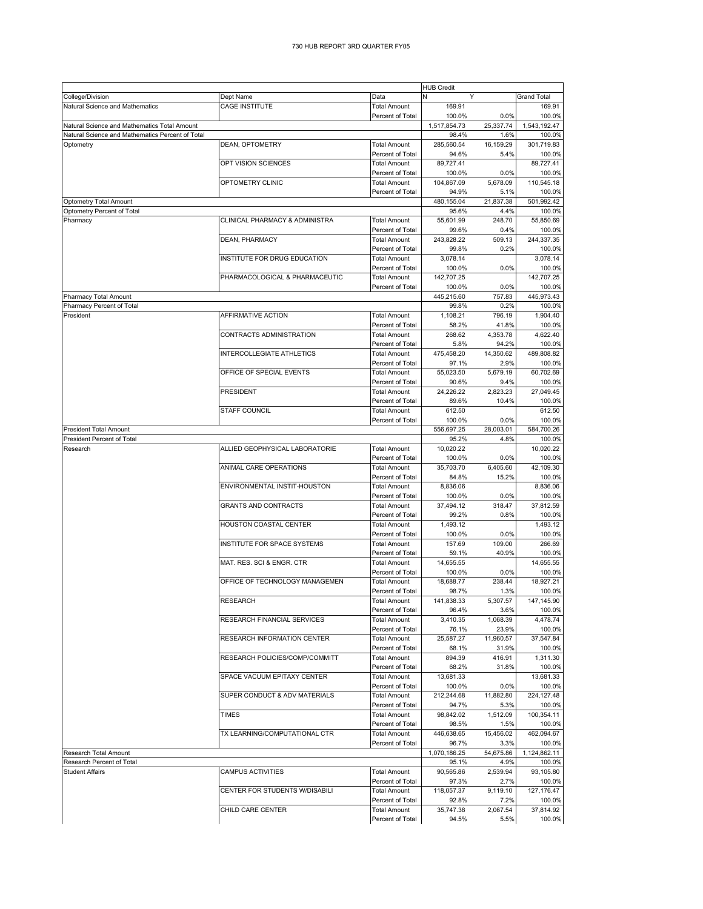730 HUB REPORT 3RD QUARTER FY05

| | | | HUB Credit | | |
|---|---|---|---|---|---|
| College/Division | Dept Name | Data | N | Y | Grand Total |
| Natural Science and Mathematics | CAGE INSTITUTE | Total Amount | 169.91 | | 169.91 |
| | | Percent of Total | 100.0% | 0.0% | 100.0% |
| Natural Science and Mathematics Total Amount | | | 1,517,854.73 | 25,337.74 | 1,543,192.47 |
| Natural Science and Mathematics Percent of Total | | | 98.4% | 1.6% | 100.0% |
| Optometry | DEAN, OPTOMETRY | Total Amount | 285,560.54 | 16,159.29 | 301,719.83 |
| | | Percent of Total | 94.6% | 5.4% | 100.0% |
| | OPT VISION SCIENCES | Total Amount | 89,727.41 | | 89,727.41 |
| | | Percent of Total | 100.0% | 0.0% | 100.0% |
| | OPTOMETRY CLINIC | Total Amount | 104,867.09 | 5,678.09 | 110,545.18 |
| | | Percent of Total | 94.9% | 5.1% | 100.0% |
| Optometry Total Amount | | | 480,155.04 | 21,837.38 | 501,992.42 |
| Optometry Percent of Total | | | 95.6% | 4.4% | 100.0% |
| Pharmacy | CLINICAL PHARMACY & ADMINISTRA | Total Amount | 55,601.99 | 248.70 | 55,850.69 |
| | | Percent of Total | 99.6% | 0.4% | 100.0% |
| | DEAN, PHARMACY | Total Amount | 243,828.22 | 509.13 | 244,337.35 |
| | | Percent of Total | 99.8% | 0.2% | 100.0% |
| | INSTITUTE FOR DRUG EDUCATION | Total Amount | 3,078.14 | | 3,078.14 |
| | | Percent of Total | 100.0% | 0.0% | 100.0% |
| | PHARMACOLOGICAL & PHARMACEUTIC | Total Amount | 142,707.25 | | 142,707.25 |
| | | Percent of Total | 100.0% | 0.0% | 100.0% |
| Pharmacy Total Amount | | | 445,215.60 | 757.83 | 445,973.43 |
| Pharmacy Percent of Total | | | 99.8% | 0.2% | 100.0% |
| President | AFFIRMATIVE ACTION | Total Amount | 1,108.21 | 796.19 | 1,904.40 |
| | | Percent of Total | 58.2% | 41.8% | 100.0% |
| | CONTRACTS ADMINISTRATION | Total Amount | 268.62 | 4,353.78 | 4,622.40 |
| | | Percent of Total | 5.8% | 94.2% | 100.0% |
| | INTERCOLLEGIATE ATHLETICS | Total Amount | 475,458.20 | 14,350.62 | 489,808.82 |
| | | Percent of Total | 97.1% | 2.9% | 100.0% |
| | OFFICE OF SPECIAL EVENTS | Total Amount | 55,023.50 | 5,679.19 | 60,702.69 |
| | | Percent of Total | 90.6% | 9.4% | 100.0% |
| | PRESIDENT | Total Amount | 24,226.22 | 2,823.23 | 27,049.45 |
| | | Percent of Total | 89.6% | 10.4% | 100.0% |
| | STAFF COUNCIL | Total Amount | 612.50 | | 612.50 |
| | | Percent of Total | 100.0% | 0.0% | 100.0% |
| President Total Amount | | | 556,697.25 | 28,003.01 | 584,700.26 |
| President Percent of Total | | | 95.2% | 4.8% | 100.0% |
| Research | ALLIED GEOPHYSICAL LABORATORIE | Total Amount | 10,020.22 | | 10,020.22 |
| | | Percent of Total | 100.0% | 0.0% | 100.0% |
| | ANIMAL CARE OPERATIONS | Total Amount | 35,703.70 | 6,405.60 | 42,109.30 |
| | | Percent of Total | 84.8% | 15.2% | 100.0% |
| | ENVIRONMENTAL INSTIT-HOUSTON | Total Amount | 8,836.06 | | 8,836.06 |
| | | Percent of Total | 100.0% | 0.0% | 100.0% |
| | GRANTS AND CONTRACTS | Total Amount | 37,494.12 | 318.47 | 37,812.59 |
| | | Percent of Total | 99.2% | 0.8% | 100.0% |
| | HOUSTON COASTAL CENTER | Total Amount | 1,493.12 | | 1,493.12 |
| | | Percent of Total | 100.0% | 0.0% | 100.0% |
| | INSTITUTE FOR SPACE SYSTEMS | Total Amount | 157.69 | 109.00 | 266.69 |
| | | Percent of Total | 59.1% | 40.9% | 100.0% |
| | MAT. RES. SCI & ENGR. CTR | Total Amount | 14,655.55 | | 14,655.55 |
| | | Percent of Total | 100.0% | 0.0% | 100.0% |
| | OFFICE OF TECHNOLOGY MANAGEMEN | Total Amount | 18,688.77 | 238.44 | 18,927.21 |
| | | Percent of Total | 98.7% | 1.3% | 100.0% |
| | RESEARCH | Total Amount | 141,838.33 | 5,307.57 | 147,145.90 |
| | | Percent of Total | 96.4% | 3.6% | 100.0% |
| | RESEARCH FINANCIAL SERVICES | Total Amount | 3,410.35 | 1,068.39 | 4,478.74 |
| | | Percent of Total | 76.1% | 23.9% | 100.0% |
| | RESEARCH INFORMATION CENTER | Total Amount | 25,587.27 | 11,960.57 | 37,547.84 |
| | | Percent of Total | 68.1% | 31.9% | 100.0% |
| | RESEARCH POLICIES/COMP/COMMITT | Total Amount | 894.39 | 416.91 | 1,311.30 |
| | | Percent of Total | 68.2% | 31.8% | 100.0% |
| | SPACE VACUUM EPITAXY CENTER | Total Amount | 13,681.33 | | 13,681.33 |
| | | Percent of Total | 100.0% | 0.0% | 100.0% |
| | SUPER CONDUCT & ADV MATERIALS | Total Amount | 212,244.68 | 11,882.80 | 224,127.48 |
| | | Percent of Total | 94.7% | 5.3% | 100.0% |
| | TIMES | Total Amount | 98,842.02 | 1,512.09 | 100,354.11 |
| | | Percent of Total | 98.5% | 1.5% | 100.0% |
| | TX LEARNING/COMPUTATIONAL CTR | Total Amount | 446,638.65 | 15,456.02 | 462,094.67 |
| | | Percent of Total | 96.7% | 3.3% | 100.0% |
| Research Total Amount | | | 1,070,186.25 | 54,675.86 | 1,124,862.11 |
| Research Percent of Total | | | 95.1% | 4.9% | 100.0% |
| Student Affairs | CAMPUS ACTIVITIES | Total Amount | 90,565.86 | 2,539.94 | 93,105.80 |
| | | Percent of Total | 97.3% | 2.7% | 100.0% |
| | CENTER FOR STUDENTS W/DISABILI | Total Amount | 118,057.37 | 9,119.10 | 127,176.47 |
| | | Percent of Total | 92.8% | 7.2% | 100.0% |
| | CHILD CARE CENTER | Total Amount | 35,747.38 | 2,067.54 | 37,814.92 |
| | | Percent of Total | 94.5% | 5.5% | 100.0% |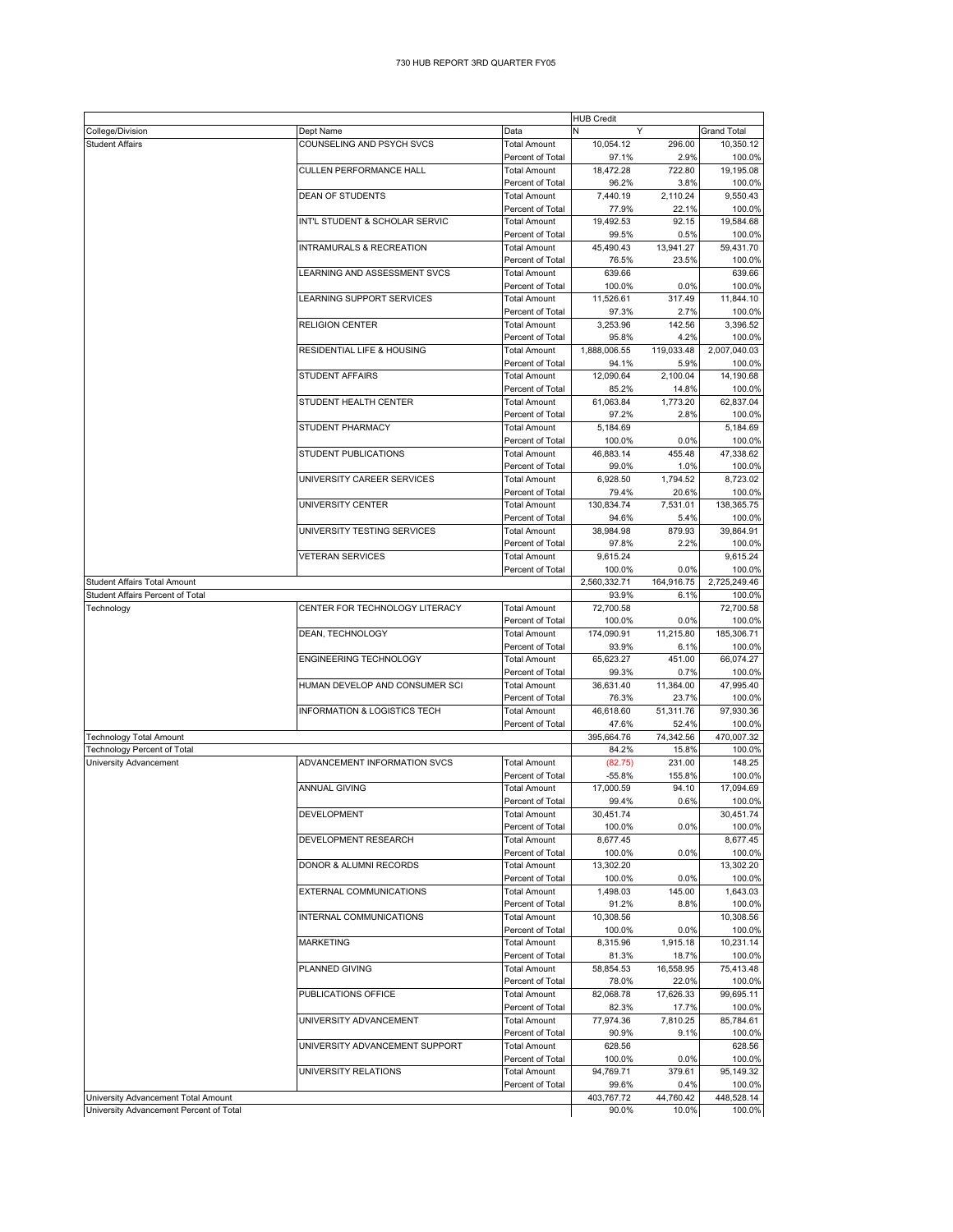730 HUB REPORT 3RD QUARTER FY05

| | | | HUB Credit | | |
|---|---|---|---|---|---|
| College/Division | Dept Name | Data | N | Y | Grand Total |
| Student Affairs | COUNSELING AND PSYCH SVCS | Total Amount | 10,054.12 | 296.00 | 10,350.12 |
| | | Percent of Total | 97.1% | 2.9% | 100.0% |
| | CULLEN PERFORMANCE HALL | Total Amount | 18,472.28 | 722.80 | 19,195.08 |
| | | Percent of Total | 96.2% | 3.8% | 100.0% |
| | DEAN OF STUDENTS | Total Amount | 7,440.19 | 2,110.24 | 9,550.43 |
| | | Percent of Total | 77.9% | 22.1% | 100.0% |
| | INT'L STUDENT & SCHOLAR SERVIC | Total Amount | 19,492.53 | 92.15 | 19,584.68 |
| | | Percent of Total | 99.5% | 0.5% | 100.0% |
| | INTRAMURALS & RECREATION | Total Amount | 45,490.43 | 13,941.27 | 59,431.70 |
| | | Percent of Total | 76.5% | 23.5% | 100.0% |
| | LEARNING AND ASSESSMENT SVCS | Total Amount | 639.66 | | 639.66 |
| | | Percent of Total | 100.0% | 0.0% | 100.0% |
| | LEARNING SUPPORT SERVICES | Total Amount | 11,526.61 | 317.49 | 11,844.10 |
| | | Percent of Total | 97.3% | 2.7% | 100.0% |
| | RELIGION CENTER | Total Amount | 3,253.96 | 142.56 | 3,396.52 |
| | | Percent of Total | 95.8% | 4.2% | 100.0% |
| | RESIDENTIAL LIFE & HOUSING | Total Amount | 1,888,006.55 | 119,033.48 | 2,007,040.03 |
| | | Percent of Total | 94.1% | 5.9% | 100.0% |
| | STUDENT AFFAIRS | Total Amount | 12,090.64 | 2,100.04 | 14,190.68 |
| | | Percent of Total | 85.2% | 14.8% | 100.0% |
| | STUDENT HEALTH CENTER | Total Amount | 61,063.84 | 1,773.20 | 62,837.04 |
| | | Percent of Total | 97.2% | 2.8% | 100.0% |
| | STUDENT PHARMACY | Total Amount | 5,184.69 | | 5,184.69 |
| | | Percent of Total | 100.0% | 0.0% | 100.0% |
| | STUDENT PUBLICATIONS | Total Amount | 46,883.14 | 455.48 | 47,338.62 |
| | | Percent of Total | 99.0% | 1.0% | 100.0% |
| | UNIVERSITY CAREER SERVICES | Total Amount | 6,928.50 | 1,794.52 | 8,723.02 |
| | | Percent of Total | 79.4% | 20.6% | 100.0% |
| | UNIVERSITY CENTER | Total Amount | 130,834.74 | 7,531.01 | 138,365.75 |
| | | Percent of Total | 94.6% | 5.4% | 100.0% |
| | UNIVERSITY TESTING SERVICES | Total Amount | 38,984.98 | 879.93 | 39,864.91 |
| | | Percent of Total | 97.8% | 2.2% | 100.0% |
| | VETERAN SERVICES | Total Amount | 9,615.24 | | 9,615.24 |
| | | Percent of Total | 100.0% | 0.0% | 100.0% |
| Student Affairs Total Amount | | | 2,560,332.71 | 164,916.75 | 2,725,249.46 |
| Student Affairs Percent of Total | | | 93.9% | 6.1% | 100.0% |
| Technology | CENTER FOR TECHNOLOGY LITERACY | Total Amount | 72,700.58 | | 72,700.58 |
| | | Percent of Total | 100.0% | 0.0% | 100.0% |
| | DEAN, TECHNOLOGY | Total Amount | 174,090.91 | 11,215.80 | 185,306.71 |
| | | Percent of Total | 93.9% | 6.1% | 100.0% |
| | ENGINEERING TECHNOLOGY | Total Amount | 65,623.27 | 451.00 | 66,074.27 |
| | | Percent of Total | 99.3% | 0.7% | 100.0% |
| | HUMAN DEVELOP AND CONSUMER SCI | Total Amount | 36,631.40 | 11,364.00 | 47,995.40 |
| | | Percent of Total | 76.3% | 23.7% | 100.0% |
| | INFORMATION & LOGISTICS TECH | Total Amount | 46,618.60 | 51,311.76 | 97,930.36 |
| | | Percent of Total | 47.6% | 52.4% | 100.0% |
| Technology Total Amount | | | 395,664.76 | 74,342.56 | 470,007.32 |
| Technology Percent of Total | | | 84.2% | 15.8% | 100.0% |
| University Advancement | ADVANCEMENT INFORMATION SVCS | Total Amount | (82.75) | 231.00 | 148.25 |
| | | Percent of Total | -55.8% | 155.8% | 100.0% |
| | ANNUAL GIVING | Total Amount | 17,000.59 | 94.10 | 17,094.69 |
| | | Percent of Total | 99.4% | 0.6% | 100.0% |
| | DEVELOPMENT | Total Amount | 30,451.74 | | 30,451.74 |
| | | Percent of Total | 100.0% | 0.0% | 100.0% |
| | DEVELOPMENT RESEARCH | Total Amount | 8,677.45 | | 8,677.45 |
| | | Percent of Total | 100.0% | 0.0% | 100.0% |
| | DONOR & ALUMNI RECORDS | Total Amount | 13,302.20 | | 13,302.20 |
| | | Percent of Total | 100.0% | 0.0% | 100.0% |
| | EXTERNAL COMMUNICATIONS | Total Amount | 1,498.03 | 145.00 | 1,643.03 |
| | | Percent of Total | 91.2% | 8.8% | 100.0% |
| | INTERNAL COMMUNICATIONS | Total Amount | 10,308.56 | | 10,308.56 |
| | | Percent of Total | 100.0% | 0.0% | 100.0% |
| | MARKETING | Total Amount | 8,315.96 | 1,915.18 | 10,231.14 |
| | | Percent of Total | 81.3% | 18.7% | 100.0% |
| | PLANNED GIVING | Total Amount | 58,854.53 | 16,558.95 | 75,413.48 |
| | | Percent of Total | 78.0% | 22.0% | 100.0% |
| | PUBLICATIONS OFFICE | Total Amount | 82,068.78 | 17,626.33 | 99,695.11 |
| | | Percent of Total | 82.3% | 17.7% | 100.0% |
| | UNIVERSITY ADVANCEMENT | Total Amount | 77,974.36 | 7,810.25 | 85,784.61 |
| | | Percent of Total | 90.9% | 9.1% | 100.0% |
| | UNIVERSITY ADVANCEMENT SUPPORT | Total Amount | 628.56 | | 628.56 |
| | | Percent of Total | 100.0% | 0.0% | 100.0% |
| | UNIVERSITY RELATIONS | Total Amount | 94,769.71 | 379.61 | 95,149.32 |
| | | Percent of Total | 99.6% | 0.4% | 100.0% |
| University Advancement Total Amount | | | 403,767.72 | 44,760.42 | 448,528.14 |
| University Advancement Percent of Total | | | 90.0% | 10.0% | 100.0% |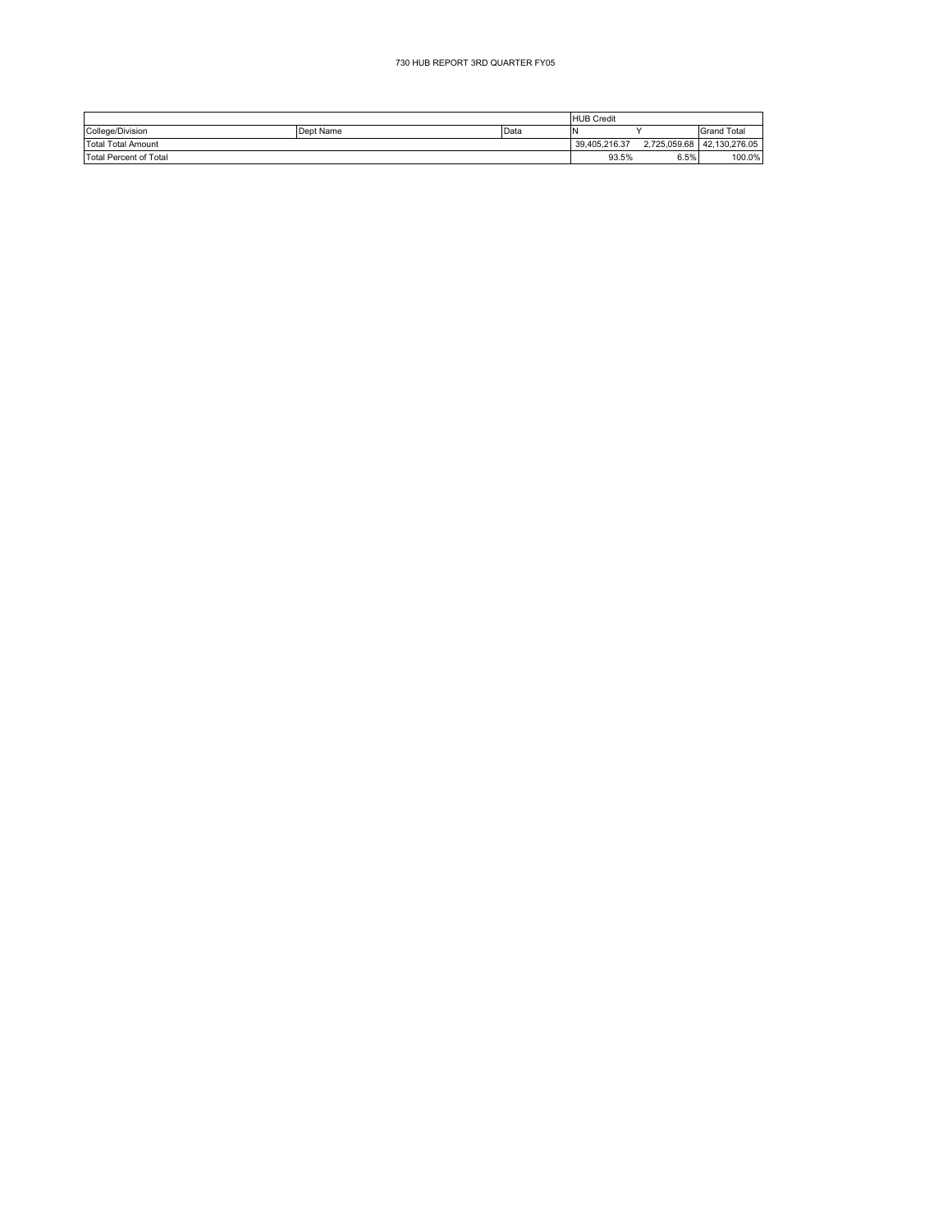730 HUB REPORT 3RD QUARTER FY05

| | | | HUB Credit | | |
|---|---|---|---|---|---|
| College/Division | Dept Name | Data | N | Y | Grand Total |
| Total Total Amount | | | 39,405,216.37 | 2,725,059.68 | 42,130,276.05 |
| Total Percent of Total | | | 93.5% | 6.5% | 100.0% |